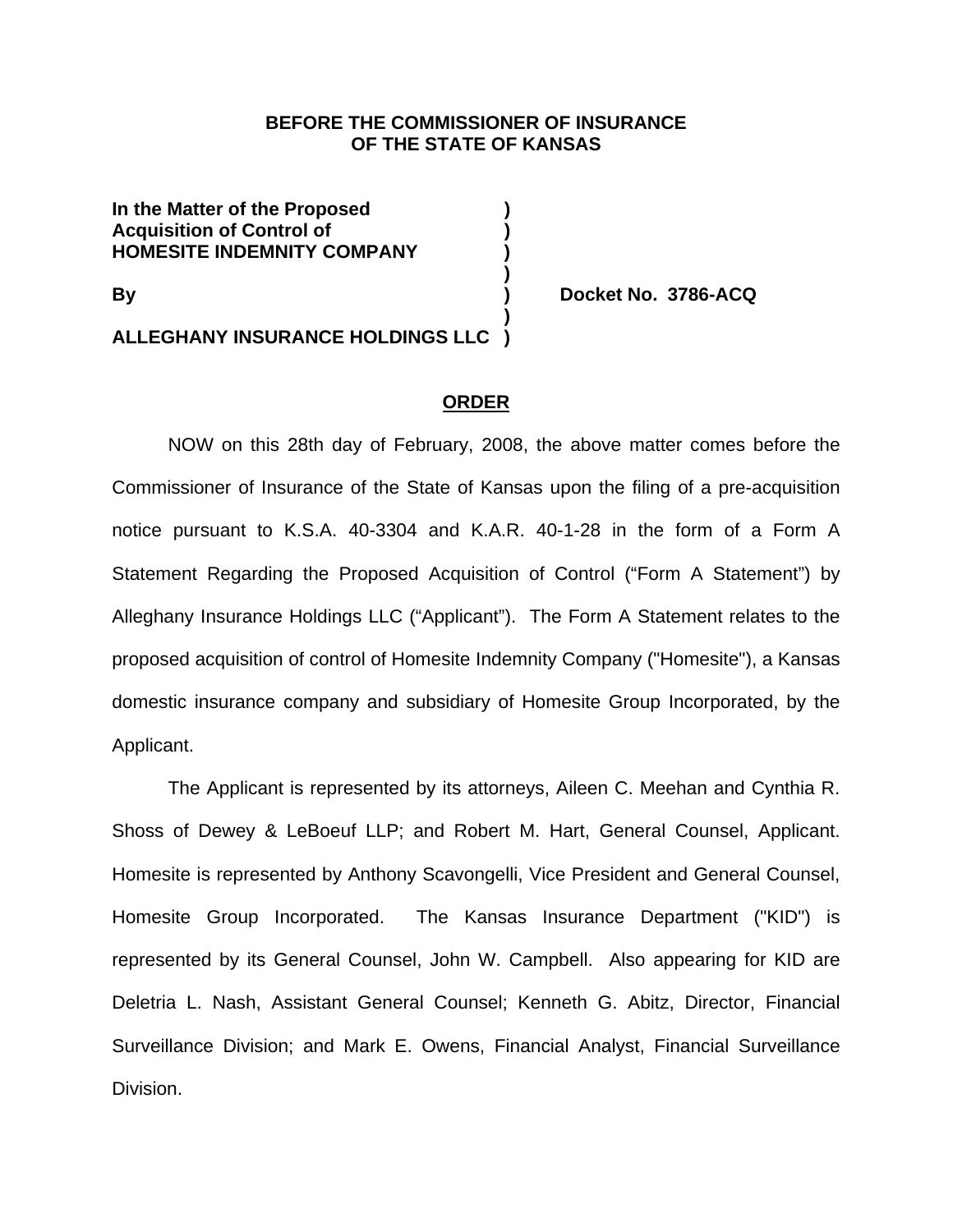**BEFORE THE COMMISSIONER OF INSURANCE**
**OF THE STATE OF KANSAS**

| | | |
|---|---|---|
| **In the Matter of the Proposed** | **)** | |
| **Acquisition of Control of** | **)** | |
| **HOMESITE INDEMNITY COMPANY** | **)** | |
| | **)** | |
| **By** | **)** | **Docket No. 3786-ACQ** |
| | **)** | |
| **ALLEGHANY INSURANCE HOLDINGS LLC** | **)** | |

**ORDER**

NOW on this 28th day of February, 2008, the above matter comes before the Commissioner of Insurance of the State of Kansas upon the filing of a pre-acquisition notice pursuant to K.S.A. 40-3304 and K.A.R. 40-1-28 in the form of a Form A Statement Regarding the Proposed Acquisition of Control ("Form A Statement") by Alleghany Insurance Holdings LLC ("Applicant"). The Form A Statement relates to the proposed acquisition of control of Homesite Indemnity Company ("Homesite"), a Kansas domestic insurance company and subsidiary of Homesite Group Incorporated, by the Applicant.

The Applicant is represented by its attorneys, Aileen C. Meehan and Cynthia R. Shoss of Dewey & LeBoeuf LLP; and Robert M. Hart, General Counsel, Applicant. Homesite is represented by Anthony Scavongelli, Vice President and General Counsel, Homesite Group Incorporated. The Kansas Insurance Department ("KID") is represented by its General Counsel, John W. Campbell. Also appearing for KID are Deletria L. Nash, Assistant General Counsel; Kenneth G. Abitz, Director, Financial Surveillance Division; and Mark E. Owens, Financial Analyst, Financial Surveillance Division.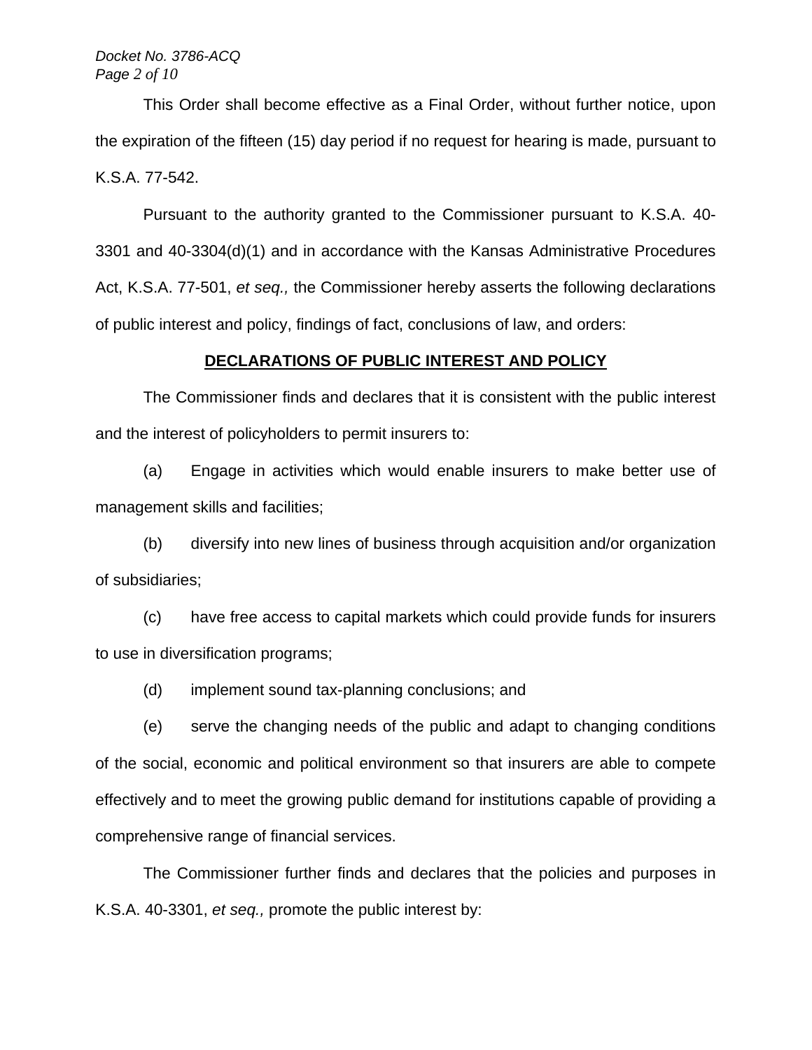This Order shall become effective as a Final Order, without further notice, upon the expiration of the fifteen (15) day period if no request for hearing is made, pursuant to K.S.A. 77-542.

Pursuant to the authority granted to the Commissioner pursuant to K.S.A. 40-3301 and 40-3304(d)(1) and in accordance with the Kansas Administrative Procedures Act, K.S.A. 77-501, *et seq.,* the Commissioner hereby asserts the following declarations of public interest and policy, findings of fact, conclusions of law, and orders:

## DECLARATIONS OF PUBLIC INTEREST AND POLICY

The Commissioner finds and declares that it is consistent with the public interest and the interest of policyholders to permit insurers to:

(a) Engage in activities which would enable insurers to make better use of management skills and facilities;

(b) diversify into new lines of business through acquisition and/or organization of subsidiaries;

(c) have free access to capital markets which could provide funds for insurers to use in diversification programs;

(d) implement sound tax-planning conclusions; and

(e) serve the changing needs of the public and adapt to changing conditions of the social, economic and political environment so that insurers are able to compete effectively and to meet the growing public demand for institutions capable of providing a comprehensive range of financial services.

The Commissioner further finds and declares that the policies and purposes in K.S.A. 40-3301, *et seq.,* promote the public interest by: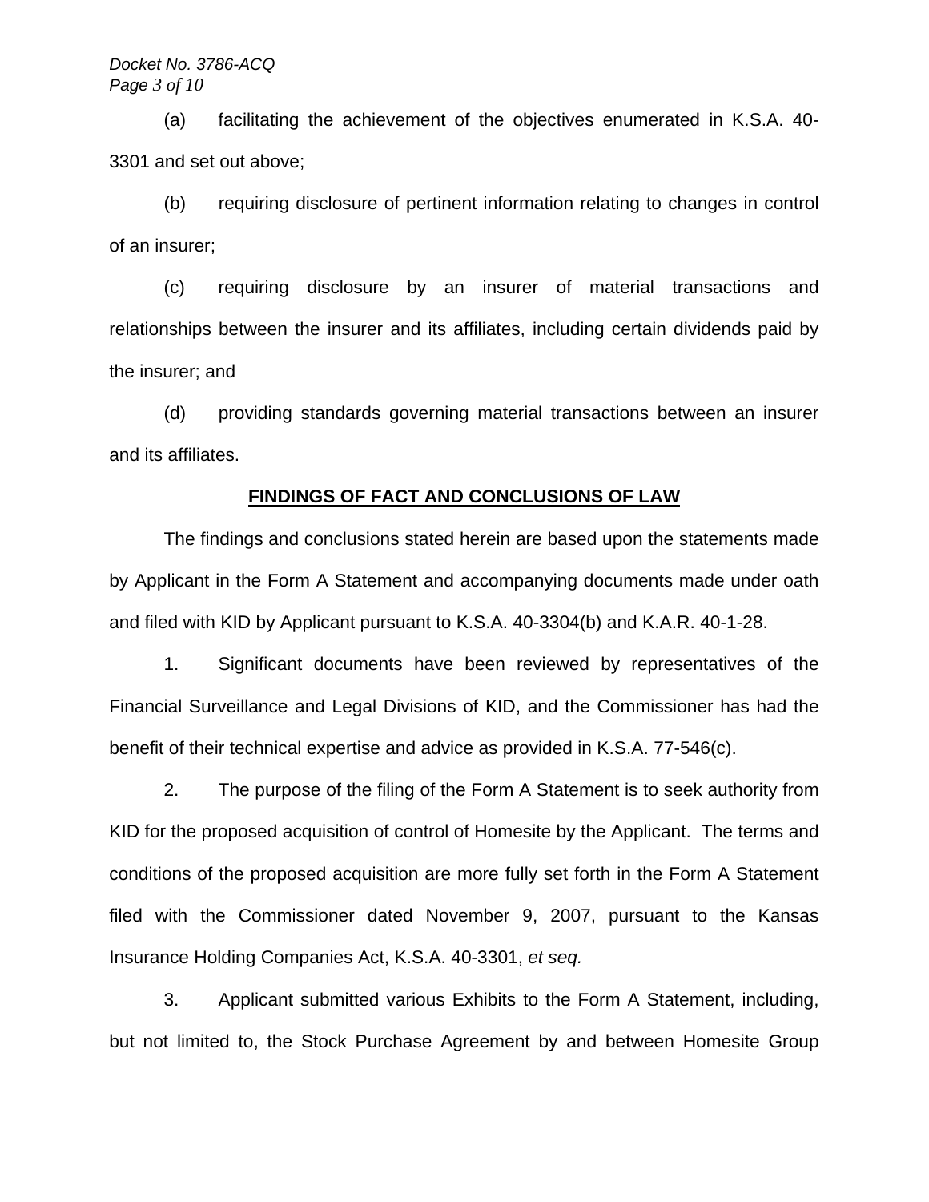(a) facilitating the achievement of the objectives enumerated in K.S.A. 40-3301 and set out above;

(b) requiring disclosure of pertinent information relating to changes in control of an insurer;

(c) requiring disclosure by an insurer of material transactions and relationships between the insurer and its affiliates, including certain dividends paid by the insurer; and

(d) providing standards governing material transactions between an insurer and its affiliates.

## FINDINGS OF FACT AND CONCLUSIONS OF LAW

The findings and conclusions stated herein are based upon the statements made by Applicant in the Form A Statement and accompanying documents made under oath and filed with KID by Applicant pursuant to K.S.A. 40-3304(b) and K.A.R. 40-1-28.

1. Significant documents have been reviewed by representatives of the Financial Surveillance and Legal Divisions of KID, and the Commissioner has had the benefit of their technical expertise and advice as provided in K.S.A. 77-546(c).

2. The purpose of the filing of the Form A Statement is to seek authority from KID for the proposed acquisition of control of Homesite by the Applicant. The terms and conditions of the proposed acquisition are more fully set forth in the Form A Statement filed with the Commissioner dated November 9, 2007, pursuant to the Kansas Insurance Holding Companies Act, K.S.A. 40-3301, *et seq.*

3. Applicant submitted various Exhibits to the Form A Statement, including, but not limited to, the Stock Purchase Agreement by and between Homesite Group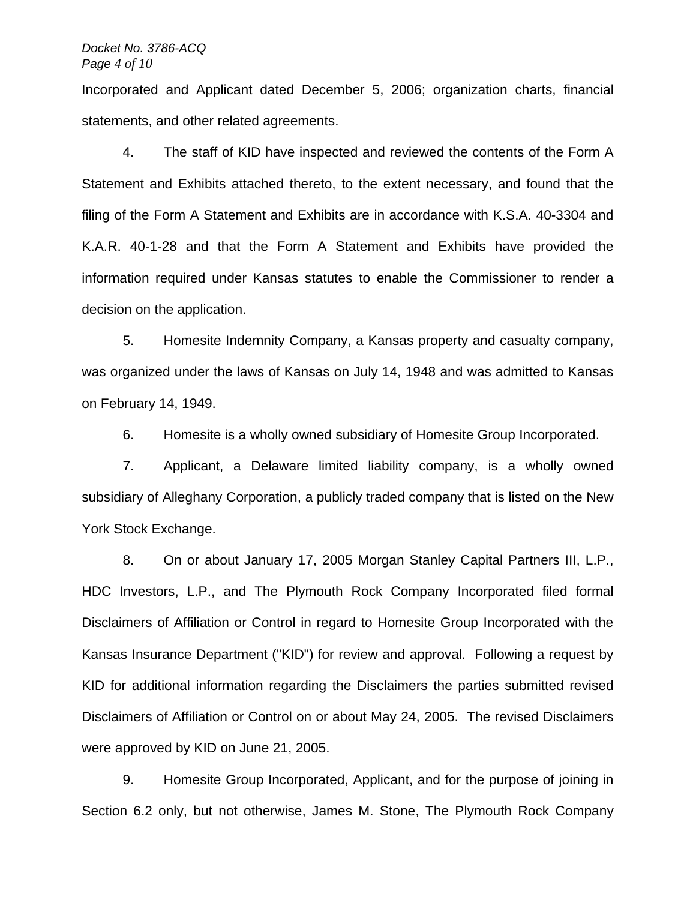Incorporated and Applicant dated December 5, 2006; organization charts, financial statements, and other related agreements.

4. The staff of KID have inspected and reviewed the contents of the Form A Statement and Exhibits attached thereto, to the extent necessary, and found that the filing of the Form A Statement and Exhibits are in accordance with K.S.A. 40-3304 and K.A.R. 40-1-28 and that the Form A Statement and Exhibits have provided the information required under Kansas statutes to enable the Commissioner to render a decision on the application.

5. Homesite Indemnity Company, a Kansas property and casualty company, was organized under the laws of Kansas on July 14, 1948 and was admitted to Kansas on February 14, 1949.

6. Homesite is a wholly owned subsidiary of Homesite Group Incorporated.

7. Applicant, a Delaware limited liability company, is a wholly owned subsidiary of Alleghany Corporation, a publicly traded company that is listed on the New York Stock Exchange.

8. On or about January 17, 2005 Morgan Stanley Capital Partners III, L.P., HDC Investors, L.P., and The Plymouth Rock Company Incorporated filed formal Disclaimers of Affiliation or Control in regard to Homesite Group Incorporated with the Kansas Insurance Department ("KID") for review and approval. Following a request by KID for additional information regarding the Disclaimers the parties submitted revised Disclaimers of Affiliation or Control on or about May 24, 2005. The revised Disclaimers were approved by KID on June 21, 2005.

9. Homesite Group Incorporated, Applicant, and for the purpose of joining in Section 6.2 only, but not otherwise, James M. Stone, The Plymouth Rock Company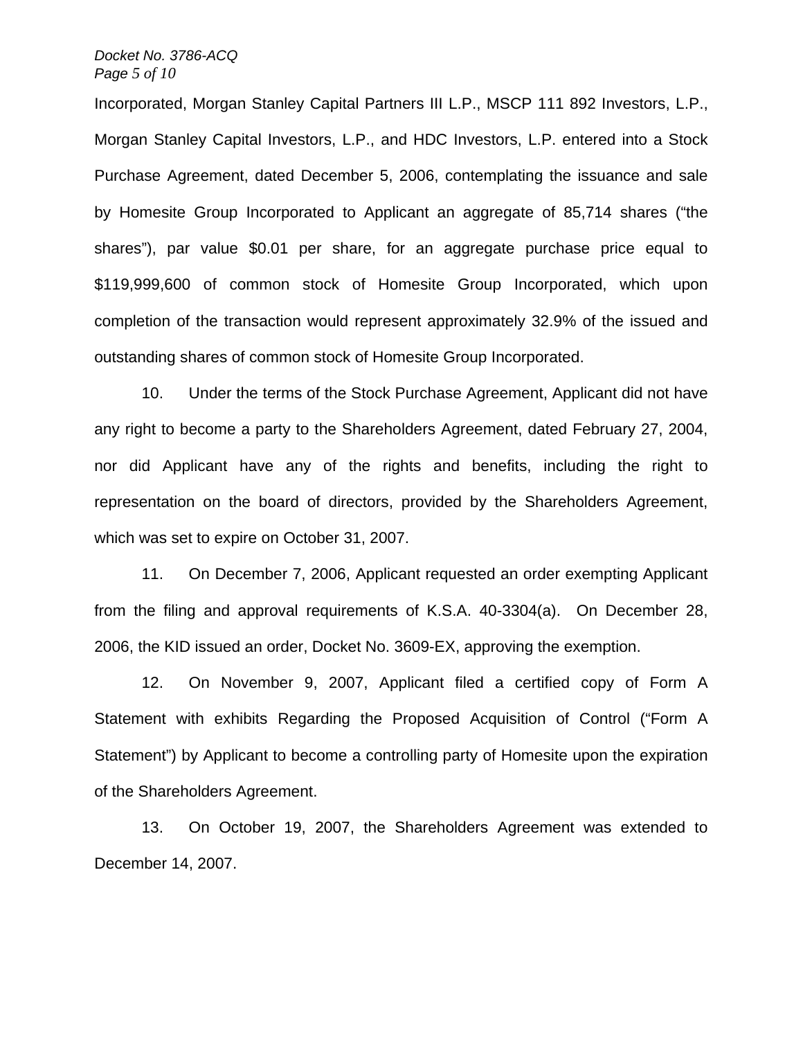Incorporated, Morgan Stanley Capital Partners III L.P., MSCP 111 892 Investors, L.P., Morgan Stanley Capital Investors, L.P., and HDC Investors, L.P. entered into a Stock Purchase Agreement, dated December 5, 2006, contemplating the issuance and sale by Homesite Group Incorporated to Applicant an aggregate of 85,714 shares ("the shares"), par value $0.01 per share, for an aggregate purchase price equal to $119,999,600 of common stock of Homesite Group Incorporated, which upon completion of the transaction would represent approximately 32.9% of the issued and outstanding shares of common stock of Homesite Group Incorporated.

10. Under the terms of the Stock Purchase Agreement, Applicant did not have any right to become a party to the Shareholders Agreement, dated February 27, 2004, nor did Applicant have any of the rights and benefits, including the right to representation on the board of directors, provided by the Shareholders Agreement, which was set to expire on October 31, 2007.

11. On December 7, 2006, Applicant requested an order exempting Applicant from the filing and approval requirements of K.S.A. 40-3304(a). On December 28, 2006, the KID issued an order, Docket No. 3609-EX, approving the exemption.

12. On November 9, 2007, Applicant filed a certified copy of Form A Statement with exhibits Regarding the Proposed Acquisition of Control ("Form A Statement") by Applicant to become a controlling party of Homesite upon the expiration of the Shareholders Agreement.

13. On October 19, 2007, the Shareholders Agreement was extended to December 14, 2007.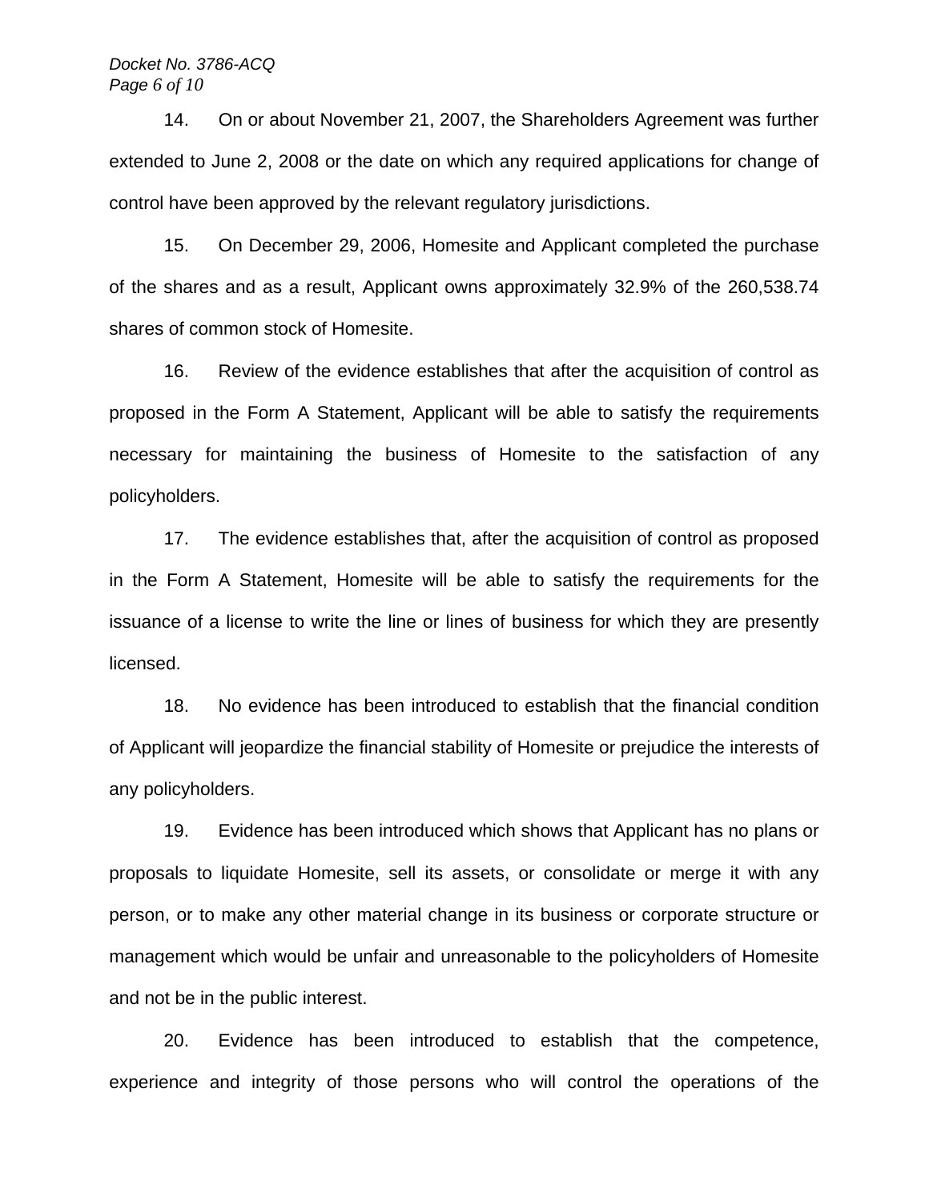14. On or about November 21, 2007, the Shareholders Agreement was further extended to June 2, 2008 or the date on which any required applications for change of control have been approved by the relevant regulatory jurisdictions.

15. On December 29, 2006, Homesite and Applicant completed the purchase of the shares and as a result, Applicant owns approximately 32.9% of the 260,538.74 shares of common stock of Homesite.

16. Review of the evidence establishes that after the acquisition of control as proposed in the Form A Statement, Applicant will be able to satisfy the requirements necessary for maintaining the business of Homesite to the satisfaction of any policyholders.

17. The evidence establishes that, after the acquisition of control as proposed in the Form A Statement, Homesite will be able to satisfy the requirements for the issuance of a license to write the line or lines of business for which they are presently licensed.

18. No evidence has been introduced to establish that the financial condition of Applicant will jeopardize the financial stability of Homesite or prejudice the interests of any policyholders.

19. Evidence has been introduced which shows that Applicant has no plans or proposals to liquidate Homesite, sell its assets, or consolidate or merge it with any person, or to make any other material change in its business or corporate structure or management which would be unfair and unreasonable to the policyholders of Homesite and not be in the public interest.

20. Evidence has been introduced to establish that the competence, experience and integrity of those persons who will control the operations of the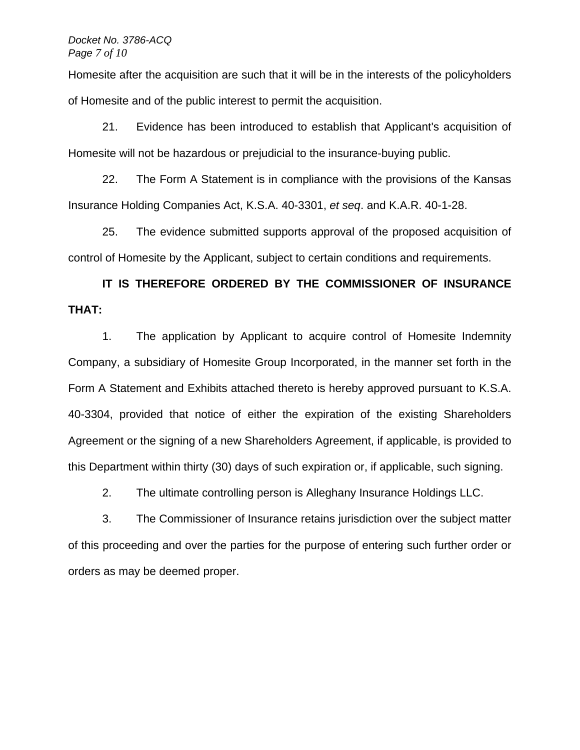Homesite after the acquisition are such that it will be in the interests of the policyholders of Homesite and of the public interest to permit the acquisition.

21. Evidence has been introduced to establish that Applicant's acquisition of Homesite will not be hazardous or prejudicial to the insurance-buying public.

22. The Form A Statement is in compliance with the provisions of the Kansas Insurance Holding Companies Act, K.S.A. 40-3301, *et seq*. and K.A.R. 40-1-28.

25. The evidence submitted supports approval of the proposed acquisition of control of Homesite by the Applicant, subject to certain conditions and requirements.

**IT IS THEREFORE ORDERED BY THE COMMISSIONER OF INSURANCE THAT:**

1. The application by Applicant to acquire control of Homesite Indemnity Company, a subsidiary of Homesite Group Incorporated, in the manner set forth in the Form A Statement and Exhibits attached thereto is hereby approved pursuant to K.S.A. 40-3304, provided that notice of either the expiration of the existing Shareholders Agreement or the signing of a new Shareholders Agreement, if applicable, is provided to this Department within thirty (30) days of such expiration or, if applicable, such signing.

2. The ultimate controlling person is Alleghany Insurance Holdings LLC.

3. The Commissioner of Insurance retains jurisdiction over the subject matter of this proceeding and over the parties for the purpose of entering such further order or orders as may be deemed proper.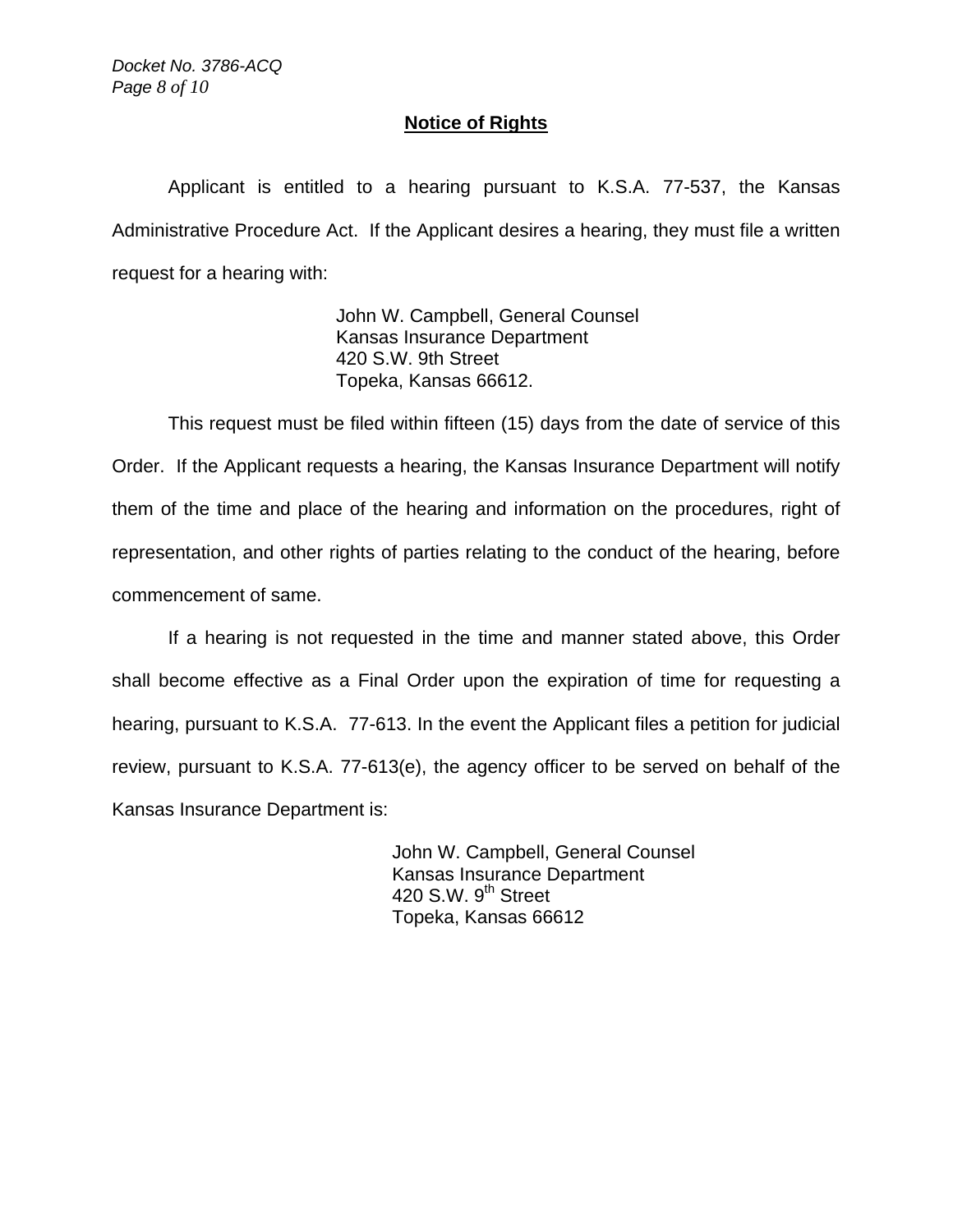## **Notice of Rights**

Applicant is entitled to a hearing pursuant to K.S.A. 77-537, the Kansas Administrative Procedure Act. If the Applicant desires a hearing, they must file a written request for a hearing with:

> John W. Campbell, General Counsel
> Kansas Insurance Department
> 420 S.W. 9th Street
> Topeka, Kansas 66612.

This request must be filed within fifteen (15) days from the date of service of this Order. If the Applicant requests a hearing, the Kansas Insurance Department will notify them of the time and place of the hearing and information on the procedures, right of representation, and other rights of parties relating to the conduct of the hearing, before commencement of same.

If a hearing is not requested in the time and manner stated above, this Order shall become effective as a Final Order upon the expiration of time for requesting a hearing, pursuant to K.S.A. 77-613. In the event the Applicant files a petition for judicial review, pursuant to K.S.A. 77-613(e), the agency officer to be served on behalf of the Kansas Insurance Department is:

> John W. Campbell, General Counsel
> Kansas Insurance Department
> 420 S.W. 9th Street
> Topeka, Kansas 66612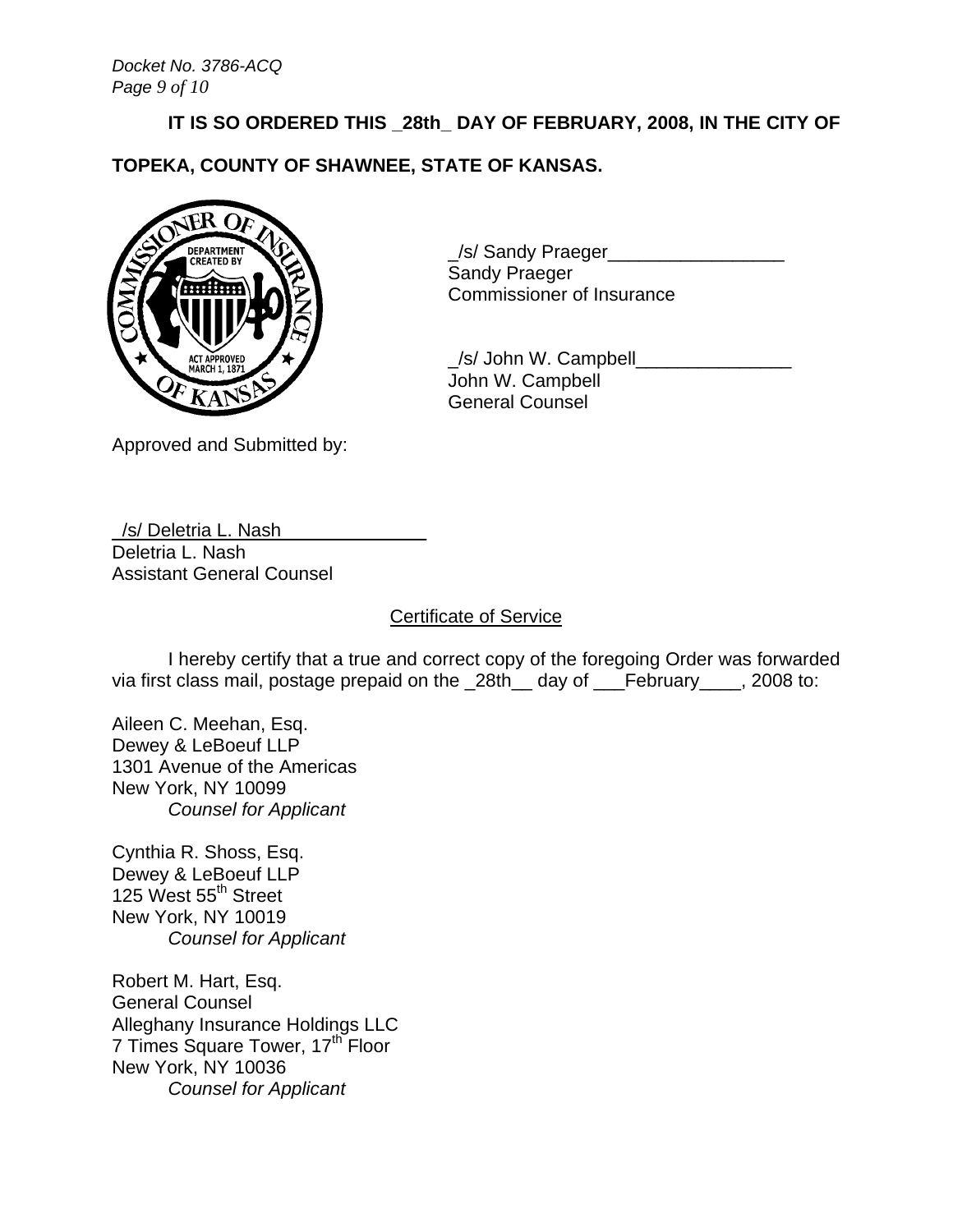**IT IS SO ORDERED THIS _28th_ DAY OF FEBRUARY, 2008, IN THE CITY OF TOPEKA, COUNTY OF SHAWNEE, STATE OF KANSAS.**

_/s/ Sandy Praeger_________________
Sandy Praeger
Commissioner of Insurance

_/s/ John W. Campbell_______________
John W. Campbell
General Counsel

Approved and Submitted by:

_/s/ Deletria L. Nash_______________
Deletria L. Nash
Assistant General Counsel

## Certificate of Service

I hereby certify that a true and correct copy of the foregoing Order was forwarded via first class mail, postage prepaid on the _28th__ day of ___February____, 2008 to:

Aileen C. Meehan, Esq.
Dewey & LeBoeuf LLP
1301 Avenue of the Americas
New York, NY 10099
*Counsel for Applicant*

Cynthia R. Shoss, Esq.
Dewey & LeBoeuf LLP
125 West 55th Street
New York, NY 10019
*Counsel for Applicant*

Robert M. Hart, Esq.
General Counsel
Alleghany Insurance Holdings LLC
7 Times Square Tower, 17th Floor
New York, NY 10036
*Counsel for Applicant*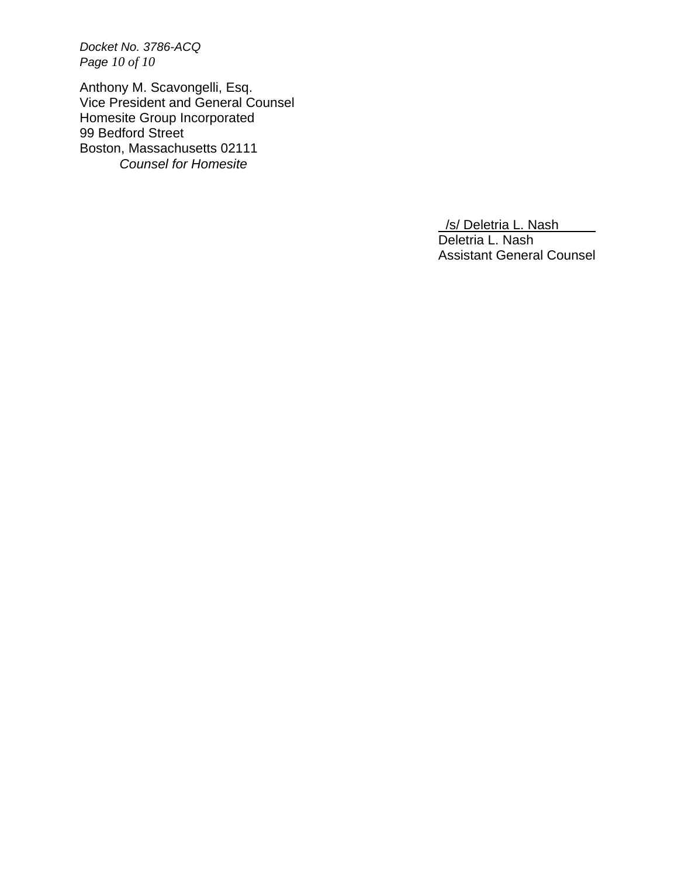Anthony M. Scavongelli, Esq.
Vice President and General Counsel
Homesite Group Incorporated
99 Bedford Street
Boston, Massachusetts 02111
*Counsel for Homesite*

/s/ Deletria L. Nash
Deletria L. Nash
Assistant General Counsel